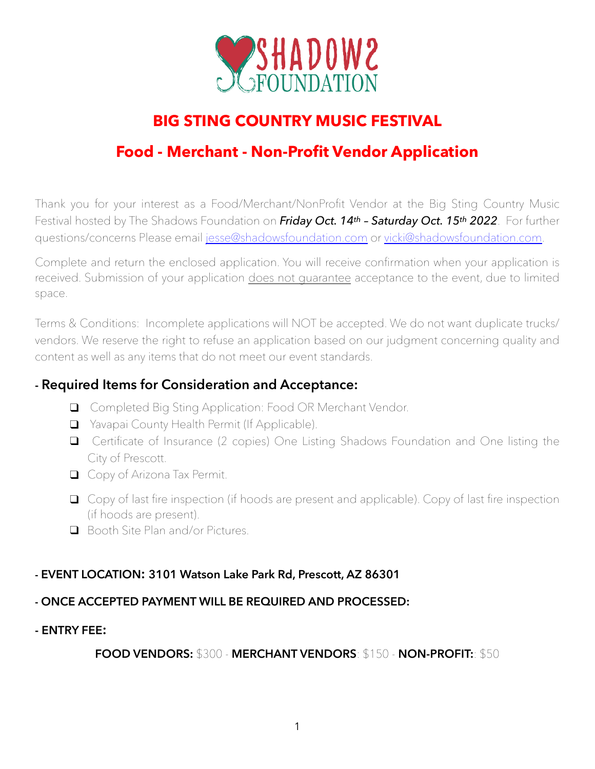SHADOWS FOUNDATION

# BIG STING COUNTRY MUSIC FESTIVAL

## Food - Merchant - Non-Profit Vendor Application

Thank you for your interest as a Food/Merchant/NonProfit Vendor at the Big Sting Country Music Festival hosted by The Shadows Foundation on ***Friday Oct. 14th – Saturday Oct. 15th 2022***. For further questions/concerns Please email jesse@shadowsfoundation.com or vicki@shadowsfoundation.com.

Complete and return the enclosed application. You will receive confirmation when your application is received. Submission of your application does not guarantee acceptance to the event, due to limited space.

Terms & Conditions: Incomplete applications will NOT be accepted. We do not want duplicate trucks/vendors. We reserve the right to refuse an application based on our judgment concerning quality and content as well as any items that do not meet our event standards.

### - Required Items for Consideration and Acceptance:

- ❑ Completed Big Sting Application: Food OR Merchant Vendor.
- ❑ Yavapai County Health Permit (If Applicable).
- ❑ Certificate of Insurance (2 copies) One Listing Shadows Foundation and One listing the City of Prescott.
- ❑ Copy of Arizona Tax Permit.
- ❑ Copy of last fire inspection (if hoods are present and applicable). Copy of last fire inspection (if hoods are present).
- ❑ Booth Site Plan and/or Pictures.

**- EVENT LOCATION: 3101 Watson Lake Park Rd, Prescott, AZ 86301**

**- ONCE ACCEPTED PAYMENT WILL BE REQUIRED AND PROCESSED:**

**- ENTRY FEE:**

**FOOD VENDORS:** $300 - **MERCHANT VENDORS**: $150 - **NON-PROFIT:**: $50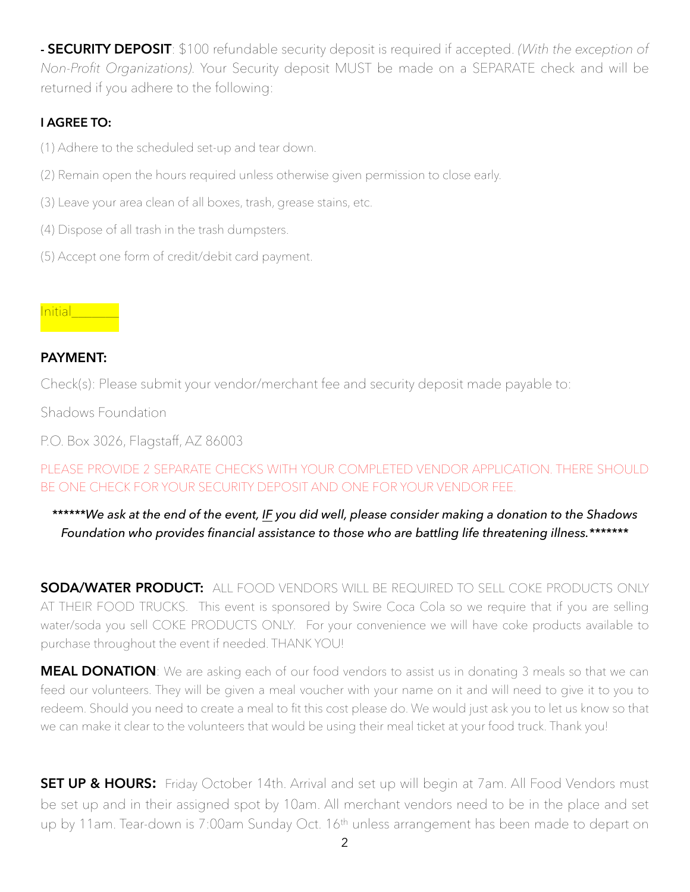**- SECURITY DEPOSIT**: $100 refundable security deposit is required if accepted. *(With the exception of Non-Profit Organizations).* Your Security deposit MUST be made on a SEPARATE check and will be returned if you adhere to the following:

**I AGREE TO:**

(1) Adhere to the scheduled set-up and tear down.

(2) Remain open the hours required unless otherwise given permission to close early.

(3) Leave your area clean of all boxes, trash, grease stains, etc.

(4) Dispose of all trash in the trash dumpsters.

(5) Accept one form of credit/debit card payment.

Initial_______

**PAYMENT:**

Check(s): Please submit your vendor/merchant fee and security deposit made payable to:

Shadows Foundation

P.O. Box 3026, Flagstaff, AZ 86003

PLEASE PROVIDE 2 SEPARATE CHECKS WITH YOUR COMPLETED VENDOR APPLICATION. THERE SHOULD BE ONE CHECK FOR YOUR SECURITY DEPOSIT AND ONE FOR YOUR VENDOR FEE.

*\*\*\*\*\*\*We ask at the end of the event, IF you did well, please consider making a donation to the Shadows Foundation who provides financial assistance to those who are battling life threatening illness.\*\*\*\*\*\*\**

**SODA/WATER PRODUCT:** ALL FOOD VENDORS WILL BE REQUIRED TO SELL COKE PRODUCTS ONLY AT THEIR FOOD TRUCKS. This event is sponsored by Swire Coca Cola so we require that if you are selling water/soda you sell COKE PRODUCTS ONLY. For your convenience we will have coke products available to purchase throughout the event if needed. THANK YOU!

**MEAL DONATION**: We are asking each of our food vendors to assist us in donating 3 meals so that we can feed our volunteers. They will be given a meal voucher with your name on it and will need to give it to you to redeem. Should you need to create a meal to fit this cost please do. We would just ask you to let us know so that we can make it clear to the volunteers that would be using their meal ticket at your food truck. Thank you!

**SET UP & HOURS:** Friday October 14th. Arrival and set up will begin at 7am. All Food Vendors must be set up and in their assigned spot by 10am. All merchant vendors need to be in the place and set up by 11am. Tear-down is 7:00am Sunday Oct. 16th unless arrangement has been made to depart on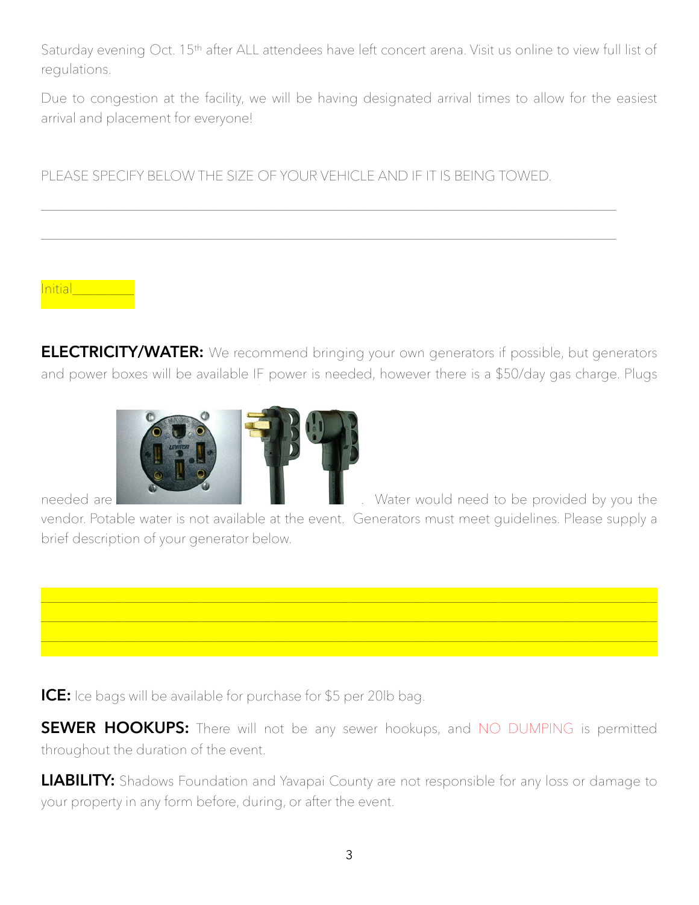Saturday evening Oct. 15th after ALL attendees have left concert arena. Visit us online to view full list of regulations.

Due to congestion at the facility, we will be having designated arrival times to allow for the easiest arrival and placement for everyone!

PLEASE SPECIFY BELOW THE SIZE OF YOUR VEHICLE AND IF IT IS BEING TOWED.

\_\_\_\_\_\_\_\_\_\_\_\_\_\_\_\_\_\_\_\_\_\_\_\_\_\_\_\_\_\_\_\_\_\_\_\_\_\_\_\_\_\_\_\_\_\_\_\_\_\_\_\_\_\_\_\_\_\_\_\_\_\_\_\_\_\_\_\_\_\_\_\_\_\_\_\_

\_\_\_\_\_\_\_\_\_\_\_\_\_\_\_\_\_\_\_\_\_\_\_\_\_\_\_\_\_\_\_\_\_\_\_\_\_\_\_\_\_\_\_\_\_\_\_\_\_\_\_\_\_\_\_\_\_\_\_\_\_\_\_\_\_\_\_\_\_\_\_\_\_\_\_\_

Initial\_\_\_\_\_\_\_\_\_

**ELECTRICITY/WATER:** We recommend bringing your own generators if possible, but generators and power boxes will be available IF power is needed, however there is a $50/day gas charge. Plugs needed are . Water would need to be provided by you the vendor. Potable water is not available at the event. Generators must meet guidelines. Please supply a brief description of your generator below.

\_\_\_\_\_\_\_\_\_\_\_\_\_\_\_\_\_\_\_\_\_\_\_\_\_\_\_\_\_\_\_\_\_\_\_\_\_\_\_\_\_\_\_\_\_\_\_\_\_\_\_\_\_\_\_\_\_\_\_\_\_\_\_\_\_\_\_\_\_\_\_\_\_\_\_\_

\_\_\_\_\_\_\_\_\_\_\_\_\_\_\_\_\_\_\_\_\_\_\_\_\_\_\_\_\_\_\_\_\_\_\_\_\_\_\_\_\_\_\_\_\_\_\_\_\_\_\_\_\_\_\_\_\_\_\_\_\_\_\_\_\_\_\_\_\_\_\_\_\_\_\_\_

\_\_\_\_\_\_\_\_\_\_\_\_\_\_\_\_\_\_\_\_\_\_\_\_\_\_\_\_\_\_\_\_\_\_\_\_\_\_\_\_\_\_\_\_\_\_\_\_\_\_\_\_\_\_\_\_\_\_\_\_\_\_\_\_\_\_\_\_\_\_\_\_\_\_\_\_

**ICE:** Ice bags will be available for purchase for $5 per 20lb bag.

**SEWER HOOKUPS:** There will not be any sewer hookups, and NO DUMPING is permitted throughout the duration of the event.

**LIABILITY:** Shadows Foundation and Yavapai County are not responsible for any loss or damage to your property in any form before, during, or after the event.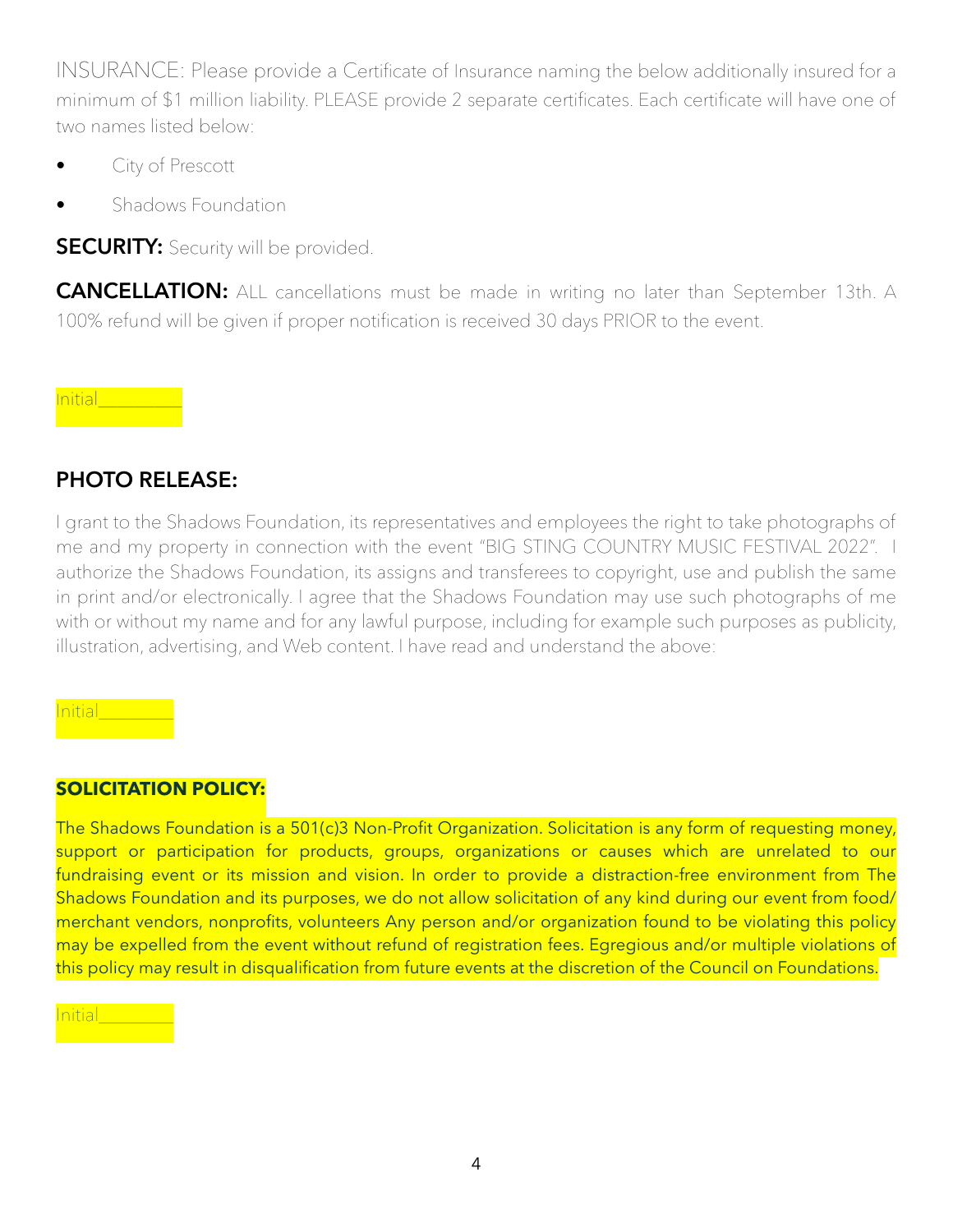INSURANCE: Please provide a Certificate of Insurance naming the below additionally insured for a minimum of $1 million liability. PLEASE provide 2 separate certificates. Each certificate will have one of two names listed below:

- City of Prescott
- Shadows Foundation

**SECURITY:** Security will be provided.

**CANCELLATION:** ALL cancellations must be made in writing no later than September 13th. A 100% refund will be given if proper notification is received 30 days PRIOR to the event.

Initial__________

## PHOTO RELEASE:

I grant to the Shadows Foundation, its representatives and employees the right to take photographs of me and my property in connection with the event "BIG STING COUNTRY MUSIC FESTIVAL 2022". I authorize the Shadows Foundation, its assigns and transferees to copyright, use and publish the same in print and/or electronically. I agree that the Shadows Foundation may use such photographs of me with or without my name and for any lawful purpose, including for example such purposes as publicity, illustration, advertising, and Web content. I have read and understand the above:

Initial_________

**SOLICITATION POLICY:**

The Shadows Foundation is a 501(c)3 Non-Profit Organization. Solicitation is any form of requesting money, support or participation for products, groups, organizations or causes which are unrelated to our fundraising event or its mission and vision. In order to provide a distraction-free environment from The Shadows Foundation and its purposes, we do not allow solicitation of any kind during our event from food/merchant vendors, nonprofits, volunteers Any person and/or organization found to be violating this policy may be expelled from the event without refund of registration fees. Egregious and/or multiple violations of this policy may result in disqualification from future events at the discretion of the Council on Foundations.

Initial_________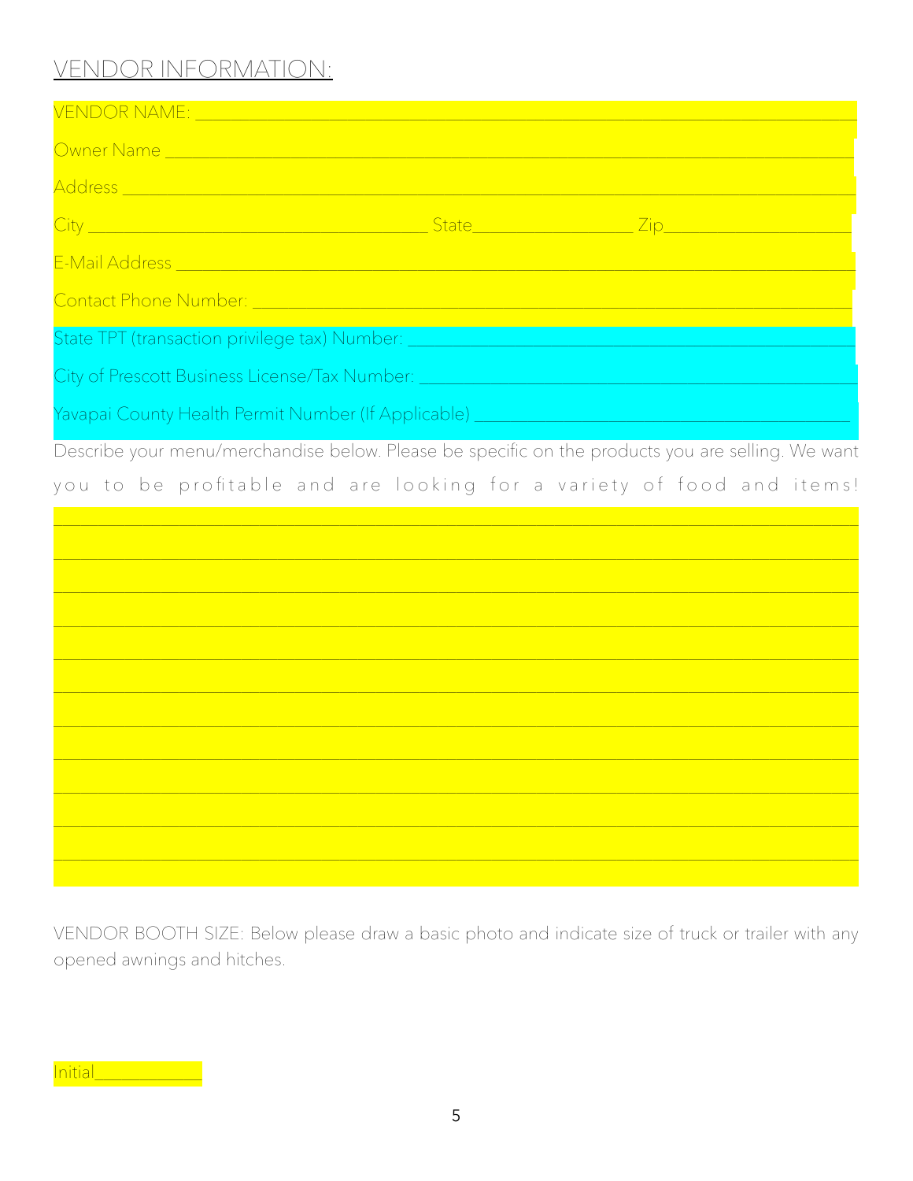## VENDOR INFORMATION:

VENDOR NAME: ______________________________________________________________________

Owner Name ______________________________________________________________________

Address ______________________________________________________________________

City ______________________________ State______________ Zip_______________

E-Mail Address ______________________________________________________________________

Contact Phone Number: ______________________________________________________________

State TPT (transaction privilege tax) Number: _____________________________________________

City of Prescott Business License/Tax Number: ____________________________________________

Yavapai County Health Permit Number (If Applicable) _______________________________________

Describe your menu/merchandise below. Please be specific on the products you are selling. We want you to be profitable and are looking for a variety of food and items!

______________________________________________________________________________

______________________________________________________________________________

______________________________________________________________________________

______________________________________________________________________________

______________________________________________________________________________

______________________________________________________________________________

______________________________________________________________________________

______________________________________________________________________________

______________________________________________________________________________

______________________________________________________________________________

______________________________________________________________________________

VENDOR BOOTH SIZE: Below please draw a basic photo and indicate size of truck or trailer with any opened awnings and hitches.

Initial____________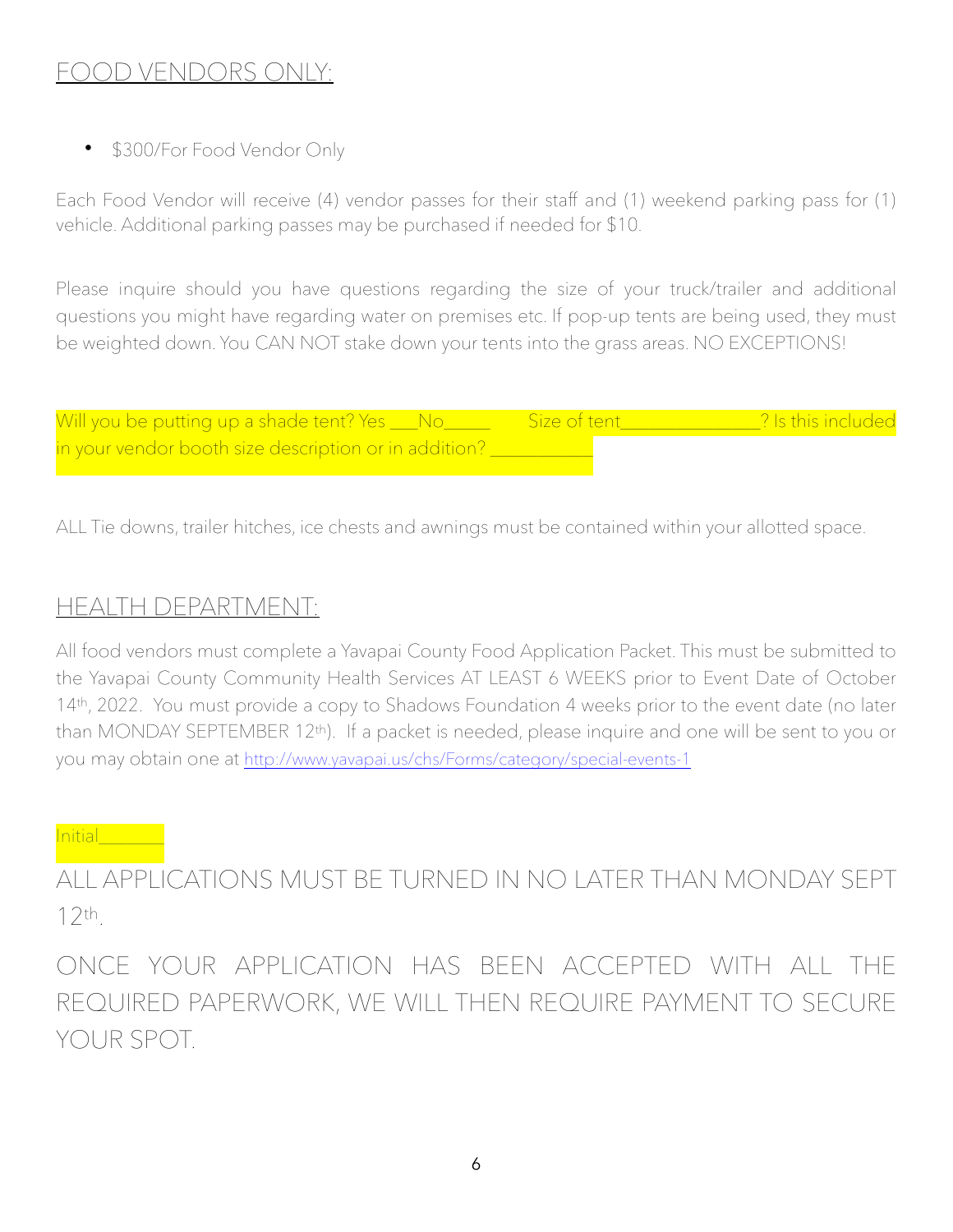## FOOD VENDORS ONLY:

- $300/For Food Vendor Only

Each Food Vendor will receive (4) vendor passes for their staff and (1) weekend parking pass for (1) vehicle. Additional parking passes may be purchased if needed for $10.

Please inquire should you have questions regarding the size of your truck/trailer and additional questions you might have regarding water on premises etc. If pop-up tents are being used, they must be weighted down. You CAN NOT stake down your tents into the grass areas. NO EXCEPTIONS!

Will you be putting up a shade tent? Yes ___No_____ Size of tent______________? Is this included in your vendor booth size description or in addition? ___________

ALL Tie downs, trailer hitches, ice chests and awnings must be contained within your allotted space.

## HEALTH DEPARTMENT:

All food vendors must complete a Yavapai County Food Application Packet. This must be submitted to the Yavapai County Community Health Services AT LEAST 6 WEEKS prior to Event Date of October 14th, 2022. You must provide a copy to Shadows Foundation 4 weeks prior to the event date (no later than MONDAY SEPTEMBER 12th). If a packet is needed, please inquire and one will be sent to you or you may obtain one at http://www.yavapai.us/chs/Forms/category/special-events-1

Initial_______

ALL APPLICATIONS MUST BE TURNED IN NO LATER THAN MONDAY SEPT 12th.

ONCE YOUR APPLICATION HAS BEEN ACCEPTED WITH ALL THE REQUIRED PAPERWORK, WE WILL THEN REQUIRE PAYMENT TO SECURE YOUR SPOT.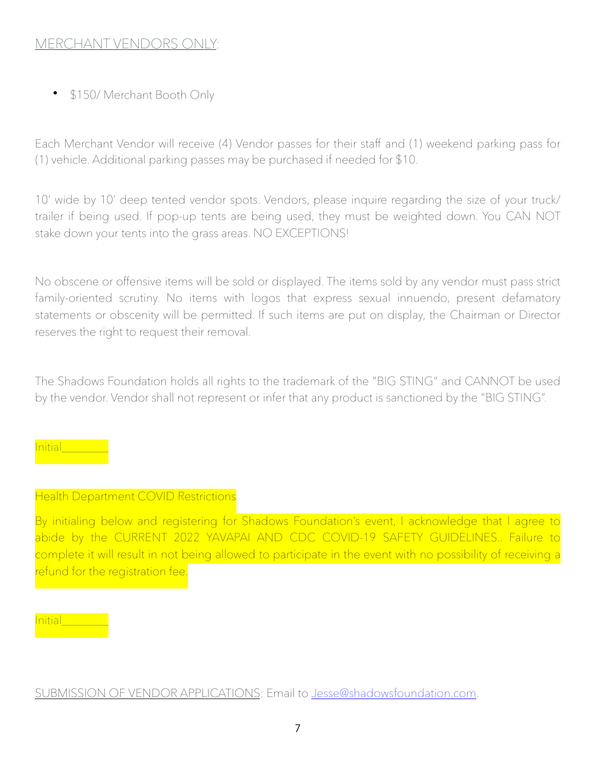MERCHANT VENDORS ONLY:

- $150/ Merchant Booth Only

Each Merchant Vendor will receive (4) Vendor passes for their staff and (1) weekend parking pass for (1) vehicle. Additional parking passes may be purchased if needed for $10.

10' wide by 10' deep tented vendor spots. Vendors, please inquire regarding the size of your truck/ trailer if being used. If pop-up tents are being used, they must be weighted down. You CAN NOT stake down your tents into the grass areas. NO EXCEPTIONS!

No obscene or offensive items will be sold or displayed. The items sold by any vendor must pass strict family-oriented scrutiny. No items with logos that express sexual innuendo, present defamatory statements or obscenity will be permitted. If such items are put on display, the Chairman or Director reserves the right to request their removal.

The Shadows Foundation holds all rights to the trademark of the "BIG STING" and CANNOT be used by the vendor. Vendor shall not represent or infer that any product is sanctioned by the "BIG STING".

Initial________

Health Department COVID Restrictions

By initialing below and registering for Shadows Foundation's event, I acknowledge that I agree to abide by the CURRENT 2022 YAVAPAI AND CDC COVID-19 SAFETY GUIDELINES.. Failure to complete it will result in not being allowed to participate in the event with no possibility of receiving a refund for the registration fee.

Initial________

SUBMISSION OF VENDOR APPLICATIONS: Email to Jesse@shadowsfoundation.com.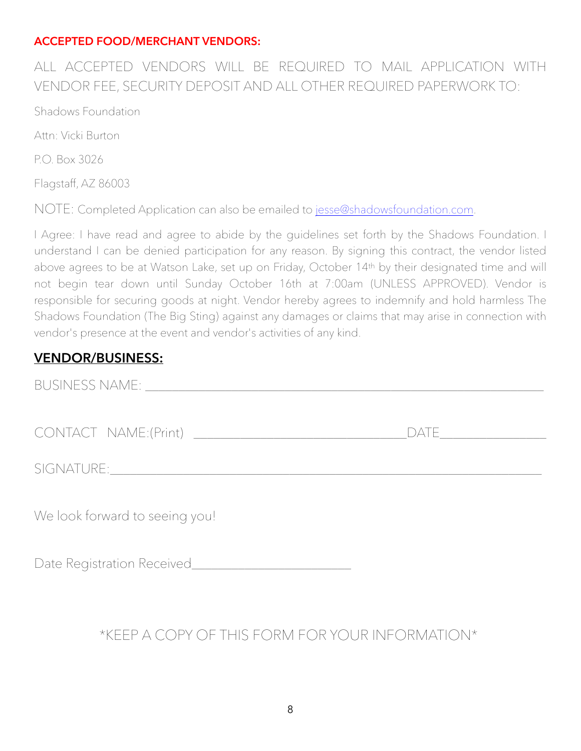**ACCEPTED FOOD/MERCHANT VENDORS:**

ALL ACCEPTED VENDORS WILL BE REQUIRED TO MAIL APPLICATION WITH VENDOR FEE, SECURITY DEPOSIT AND ALL OTHER REQUIRED PAPERWORK TO:

Shadows Foundation

Attn: Vicki Burton

P.O. Box 3026

Flagstaff, AZ 86003

NOTE: Completed Application can also be emailed to jesse@shadowsfoundation.com.

I Agree: I have read and agree to abide by the guidelines set forth by the Shadows Foundation. I understand I can be denied participation for any reason. By signing this contract, the vendor listed above agrees to be at Watson Lake, set up on Friday, October 14th by their designated time and will not begin tear down until Sunday October 16th at 7:00am (UNLESS APPROVED). Vendor is responsible for securing goods at night. Vendor hereby agrees to indemnify and hold harmless The Shadows Foundation (The Big Sting) against any damages or claims that may arise in connection with vendor's presence at the event and vendor's activities of any kind.

## VENDOR/BUSINESS:

BUSINESS NAME: ______________________________________________________________

CONTACT NAME:(Print) _________________________________DATE________________

SIGNATURE:_________________________________________________________________

We look forward to seeing you!

Date Registration Received________________________

*KEEP A COPY OF THIS FORM FOR YOUR INFORMATION*